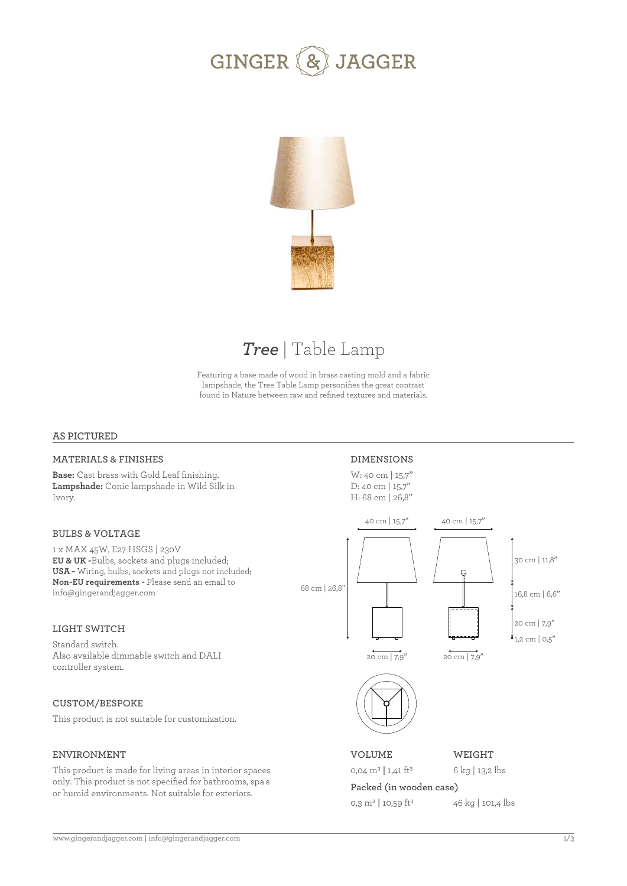# GINGER & JAGGER

## *Tree* | Table Lamp

Featuring a base made of wood in brass casting mold and a fabric lampshade, the Tree Table Lamp personifies the great contrast found in Nature between raw and refined textures and materials.

### AS PICTURED

#### MATERIALS & FINISHES

**Base:** Cast brass with Gold Leaf finishing.
**Lampshade:** Conic lampshade in Wild Silk in Ivory.

#### BULBS & VOLTAGE

1 x MAX 45W, E27 HSGS | 230V
**EU & UK -** Bulbs, sockets and plugs included;
**USA -** Wiring, bulbs, sockets and plugs not included;
**Non-EU requirements -** Please send an email to info@gingerandjagger.com

#### LIGHT SWITCH

Standard switch.
Also available dimmable switch and DALI controller system.

#### CUSTOM/BESPOKE

This product is not suitable for customization.

#### ENVIRONMENT

This product is made for living areas in interior spaces only. This product is not specified for bathrooms, spa's or humid environments. Not suitable for exteriors.

#### DIMENSIONS

W: 40 cm | 15,7"
D: 40 cm | 15,7"
H: 68 cm | 26,8"

40 cm | 15,7" — 40 cm | 15,7" — 68 cm | 26,8" — 30 cm | 11,8" — 16,8 cm | 6,6" — 20 cm | 7,9" — 1,2 cm | 0,5" — 20 cm | 7,9" — 20 cm | 7,9"

| VOLUME | WEIGHT |
| --- | --- |
| 0,04 m³ \| 1,41 ft³ | 6 kg \| 13,2 lbs |
| **Packed (in wooden case)** | |
| 0,3 m³ \| 10,59 ft³ | 46 kg \| 101,4 lbs |

www.gingerandjagger.com | info@gingerandjagger.com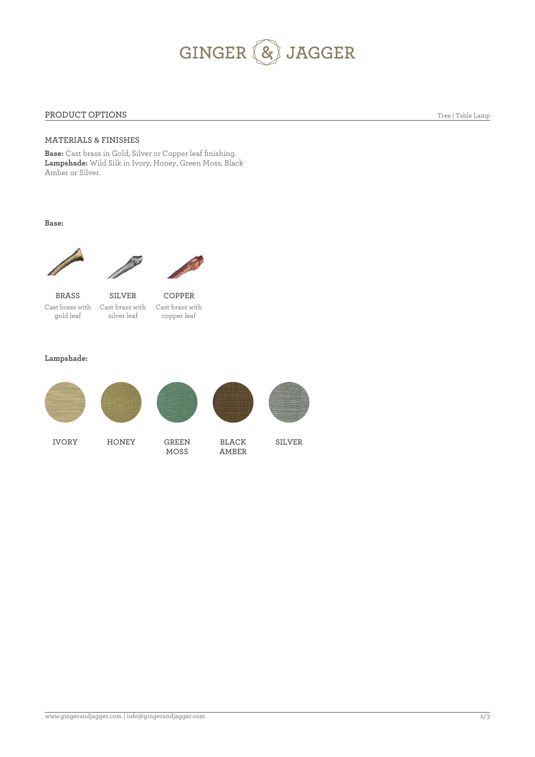GINGER & JAGGER

## PRODUCT OPTIONS

Tree | Table Lamp

### MATERIALS & FINISHES

**Base:** Cast brass in Gold, Silver or Copper leaf finishing.
**Lampshade:** Wild Silk in Ivory, Honey, Green Moss, Black Amber or Silver.

**Base:**

| BRASS | SILVER | COPPER |
|---|---|---|
| Cast brass with gold leaf | Cast brass with silver leaf | Cast brass with copper leaf |

**Lampshade:**

IVORY, HONEY, GREEN MOSS, BLACK AMBER, SILVER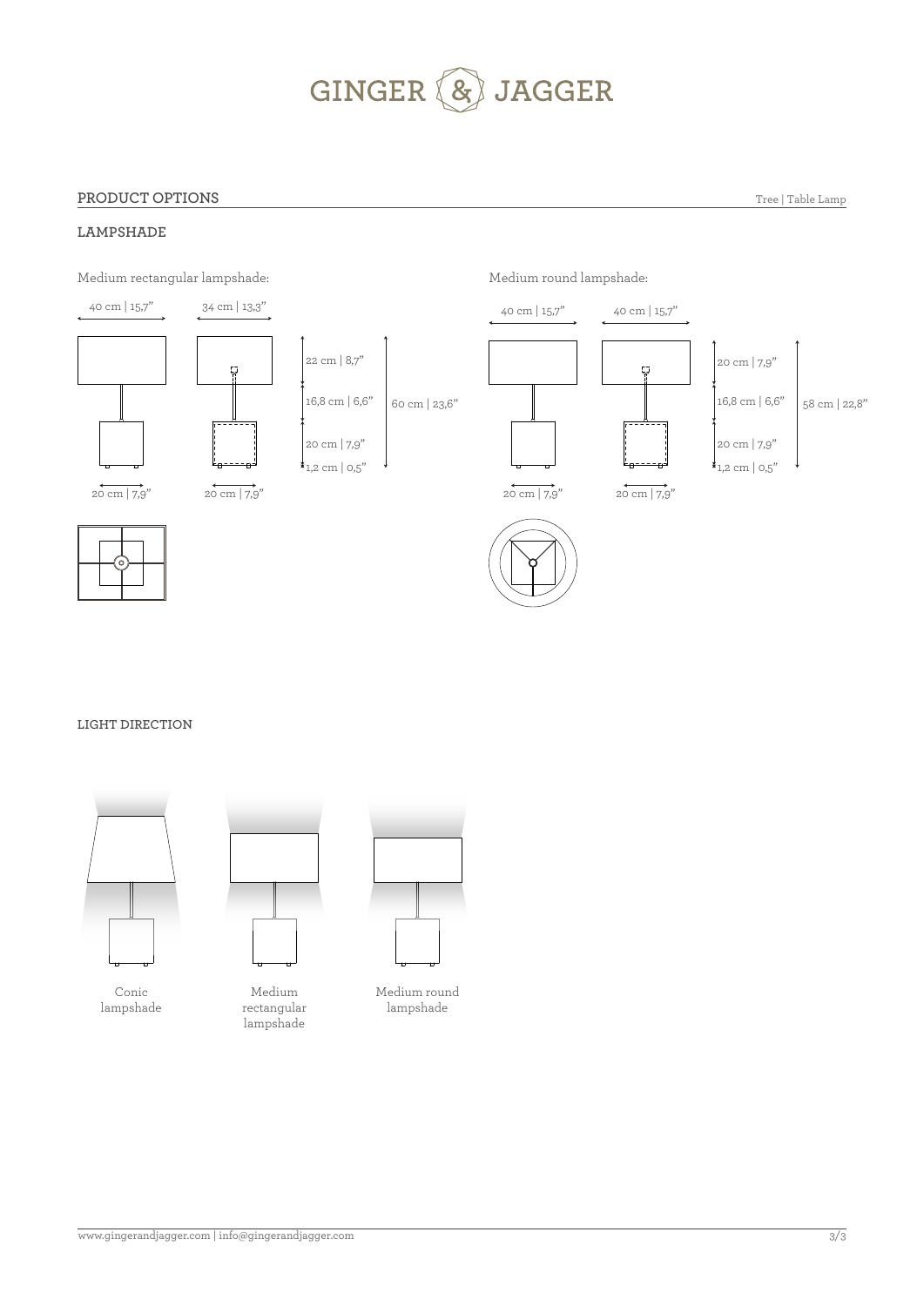# GINGER & JAGGER

## PRODUCT OPTIONS

Tree | Table Lamp

### LAMPSHADE

Medium rectangular lampshade:

40 cm | 15,7"

34 cm | 13,3"

22 cm | 8,7"

16,8 cm | 6,6"

20 cm | 7,9"

1,2 cm | 0,5"

60 cm | 23,6"

20 cm | 7,9"

20 cm | 7,9"

Medium round lampshade:

40 cm | 15,7"

40 cm | 15,7"

20 cm | 7,9"

16,8 cm | 6,6"

20 cm | 7,9"

1,2 cm | 0,5"

58 cm | 22,8"

20 cm | 7,9"

20 cm | 7,9"

### LIGHT DIRECTION

Conic lampshade

Medium rectangular lampshade

Medium round lampshade

www.gingerandjagger.com | info@gingerandjagger.com